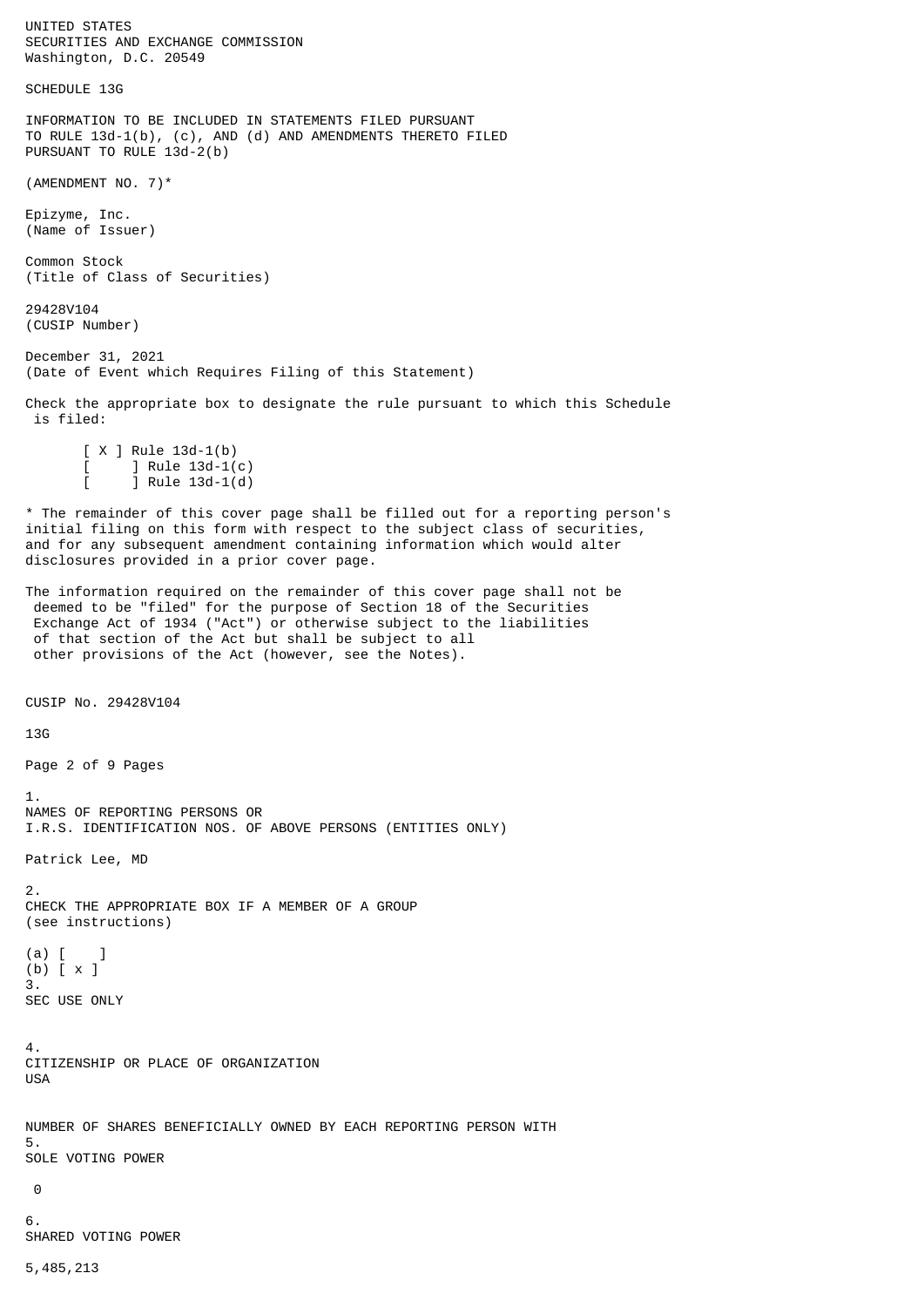UNITED STATES
SECURITIES AND EXCHANGE COMMISSION
Washington, D.C. 20549

SCHEDULE 13G

INFORMATION TO BE INCLUDED IN STATEMENTS FILED PURSUANT
TO RULE 13d-1(b), (c), AND (d) AND AMENDMENTS THERETO FILED
PURSUANT TO RULE 13d-2(b)

(AMENDMENT NO. 7)*

Epizyme, Inc.
(Name of Issuer)

Common Stock
(Title of Class of Securities)

29428V104
(CUSIP Number)

December 31, 2021
(Date of Event which Requires Filing of this Statement)

Check the appropriate box to designate the rule pursuant to which this Schedule is filed:

[ X ] Rule 13d-1(b)
[ ] Rule 13d-1(c)
[ ] Rule 13d-1(d)

* The remainder of this cover page shall be filled out for a reporting person's initial filing on this form with respect to the subject class of securities, and for any subsequent amendment containing information which would alter disclosures provided in a prior cover page.

The information required on the remainder of this cover page shall not be deemed to be "filed" for the purpose of Section 18 of the Securities Exchange Act of 1934 ("Act") or otherwise subject to the liabilities of that section of the Act but shall be subject to all other provisions of the Act (however, see the Notes).

CUSIP No. 29428V104

13G

1.
NAMES OF REPORTING PERSONS OR
I.R.S. IDENTIFICATION NOS. OF ABOVE PERSONS (ENTITIES ONLY)

Patrick Lee, MD

2.
CHECK THE APPROPRIATE BOX IF A MEMBER OF A GROUP
(see instructions)

(a) [ ]
(b) [ x ]

3.
SEC USE ONLY

4.
CITIZENSHIP OR PLACE OF ORGANIZATION
USA

NUMBER OF SHARES BENEFICIALLY OWNED BY EACH REPORTING PERSON WITH

5.
SOLE VOTING POWER

0

6.
SHARED VOTING POWER

5,485,213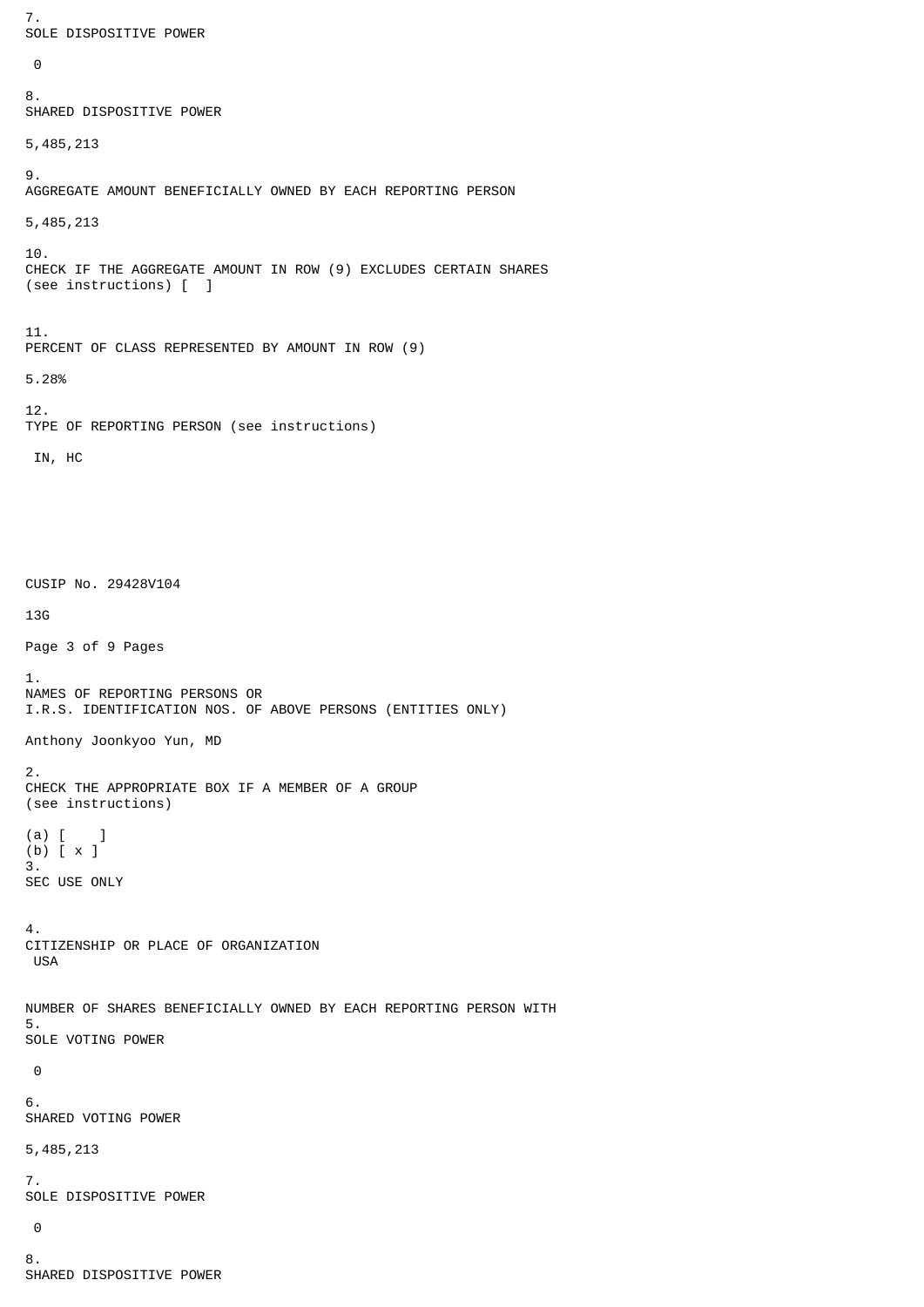7.
SOLE DISPOSITIVE POWER

0

8.
SHARED DISPOSITIVE POWER

5,485,213

9.
AGGREGATE AMOUNT BENEFICIALLY OWNED BY EACH REPORTING PERSON

5,485,213

10.
CHECK IF THE AGGREGATE AMOUNT IN ROW (9) EXCLUDES CERTAIN SHARES (see instructions) [ ]

11.
PERCENT OF CLASS REPRESENTED BY AMOUNT IN ROW (9)

5.28%

12.
TYPE OF REPORTING PERSON (see instructions)

IN, HC

CUSIP No. 29428V104

13G

1.
NAMES OF REPORTING PERSONS OR
I.R.S. IDENTIFICATION NOS. OF ABOVE PERSONS (ENTITIES ONLY)

Anthony Joonkyoo Yun, MD

2.
CHECK THE APPROPRIATE BOX IF A MEMBER OF A GROUP
(see instructions)

(a) [ ]
(b) [ x ]

3.
SEC USE ONLY

4.
CITIZENSHIP OR PLACE OF ORGANIZATION
USA

NUMBER OF SHARES BENEFICIALLY OWNED BY EACH REPORTING PERSON WITH

5.
SOLE VOTING POWER

0

6.
SHARED VOTING POWER

5,485,213

7.
SOLE DISPOSITIVE POWER

0

8.
SHARED DISPOSITIVE POWER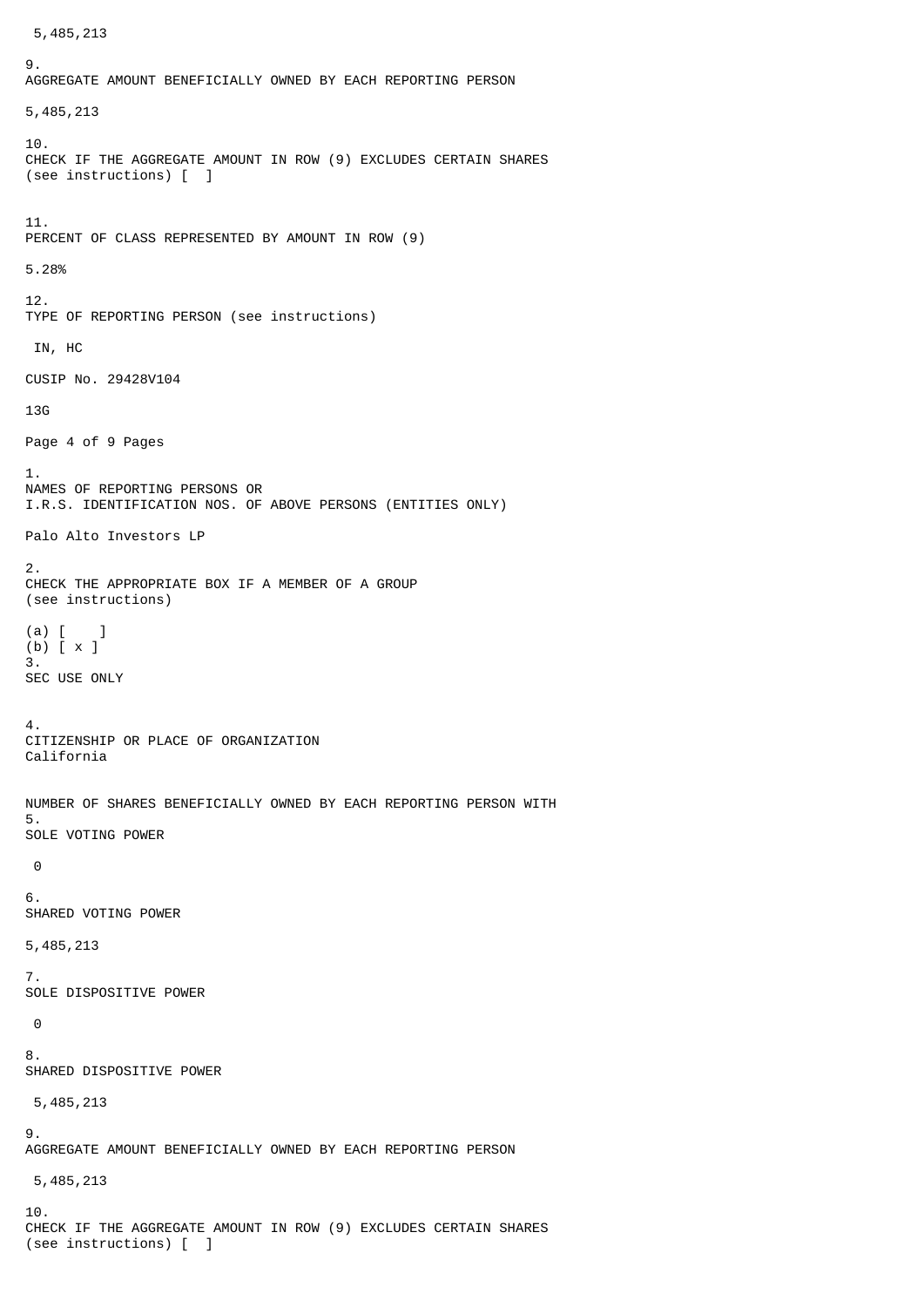5,485,213

9.
AGGREGATE AMOUNT BENEFICIALLY OWNED BY EACH REPORTING PERSON

5,485,213

10.
CHECK IF THE AGGREGATE AMOUNT IN ROW (9) EXCLUDES CERTAIN SHARES (see instructions) [ ]

11.
PERCENT OF CLASS REPRESENTED BY AMOUNT IN ROW (9)

5.28%

12.
TYPE OF REPORTING PERSON (see instructions)

IN, HC

CUSIP No. 29428V104

13G

1.
NAMES OF REPORTING PERSONS OR
I.R.S. IDENTIFICATION NOS. OF ABOVE PERSONS (ENTITIES ONLY)

Palo Alto Investors LP

2.
CHECK THE APPROPRIATE BOX IF A MEMBER OF A GROUP
(see instructions)

(a) [ ]
(b) [ x ]

3.
SEC USE ONLY

4.
CITIZENSHIP OR PLACE OF ORGANIZATION
California

NUMBER OF SHARES BENEFICIALLY OWNED BY EACH REPORTING PERSON WITH

5.
SOLE VOTING POWER

0

6.
SHARED VOTING POWER

5,485,213

7.
SOLE DISPOSITIVE POWER

0

8.
SHARED DISPOSITIVE POWER

5,485,213

9.
AGGREGATE AMOUNT BENEFICIALLY OWNED BY EACH REPORTING PERSON

5,485,213

10.
CHECK IF THE AGGREGATE AMOUNT IN ROW (9) EXCLUDES CERTAIN SHARES (see instructions) [ ]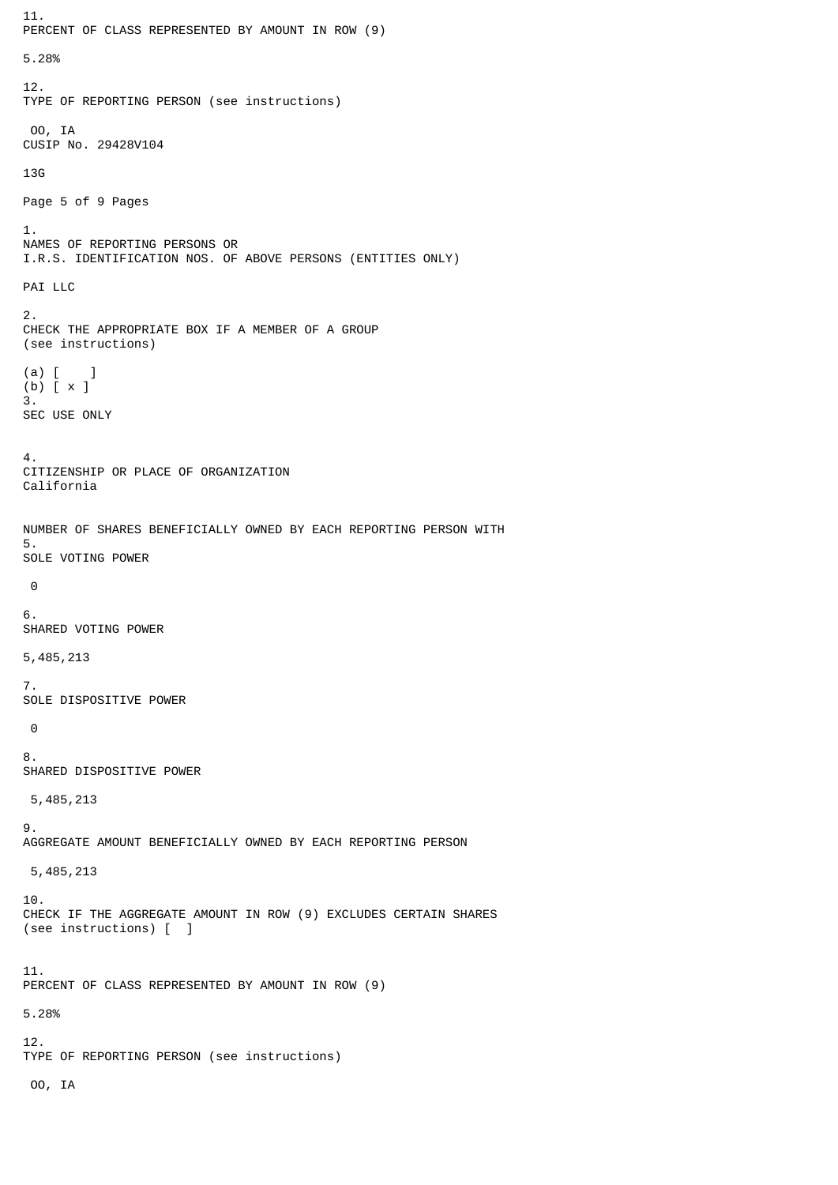11.
PERCENT OF CLASS REPRESENTED BY AMOUNT IN ROW (9)

5.28%

12.
TYPE OF REPORTING PERSON (see instructions)

OO, IA

CUSIP No. 29428V104

13G

1.
NAMES OF REPORTING PERSONS OR
I.R.S. IDENTIFICATION NOS. OF ABOVE PERSONS (ENTITIES ONLY)

PAI LLC

2.
CHECK THE APPROPRIATE BOX IF A MEMBER OF A GROUP
(see instructions)

(a) [ ]
(b) [ x ]

3.
SEC USE ONLY

4.
CITIZENSHIP OR PLACE OF ORGANIZATION
California

NUMBER OF SHARES BENEFICIALLY OWNED BY EACH REPORTING PERSON WITH

5.
SOLE VOTING POWER

0

6.
SHARED VOTING POWER

5,485,213

7.
SOLE DISPOSITIVE POWER

0

8.
SHARED DISPOSITIVE POWER

5,485,213

9.
AGGREGATE AMOUNT BENEFICIALLY OWNED BY EACH REPORTING PERSON

5,485,213

10.
CHECK IF THE AGGREGATE AMOUNT IN ROW (9) EXCLUDES CERTAIN SHARES
(see instructions) [ ]

11.
PERCENT OF CLASS REPRESENTED BY AMOUNT IN ROW (9)

5.28%

12.
TYPE OF REPORTING PERSON (see instructions)

OO, IA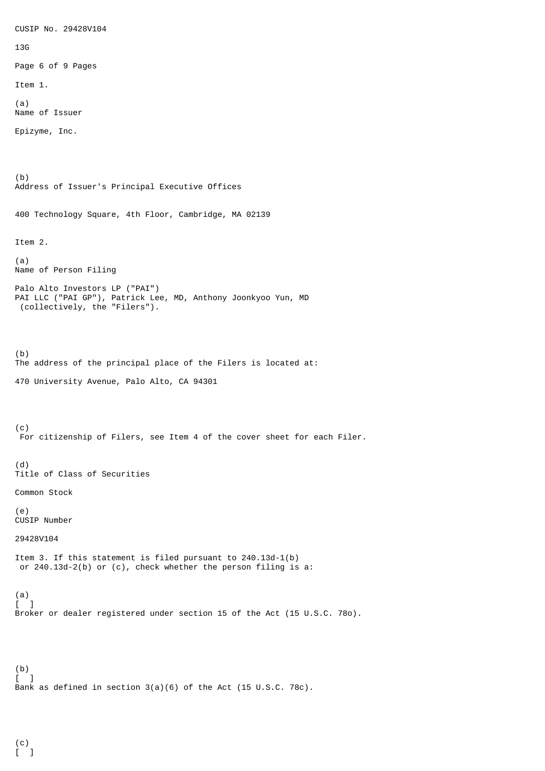Item 1.

(a)
Name of Issuer

Epizyme, Inc.

(b)
Address of Issuer's Principal Executive Offices

400 Technology Square, 4th Floor, Cambridge, MA 02139

Item 2.

(a)
Name of Person Filing

Palo Alto Investors LP ("PAI")
PAI LLC ("PAI GP"), Patrick Lee, MD, Anthony Joonkyoo Yun, MD
(collectively, the "Filers").

(b)
The address of the principal place of the Filers is located at:

470 University Avenue, Palo Alto, CA 94301

(c)
For citizenship of Filers, see Item 4 of the cover sheet for each Filer.

(d)
Title of Class of Securities

Common Stock

(e)
CUSIP Number

29428V104

Item 3. If this statement is filed pursuant to 240.13d-1(b) or 240.13d-2(b) or (c), check whether the person filing is a:

(a)
[ ]
Broker or dealer registered under section 15 of the Act (15 U.S.C. 78o).

(b)
[ ]
Bank as defined in section 3(a)(6) of the Act (15 U.S.C. 78c).

(c)
[ ]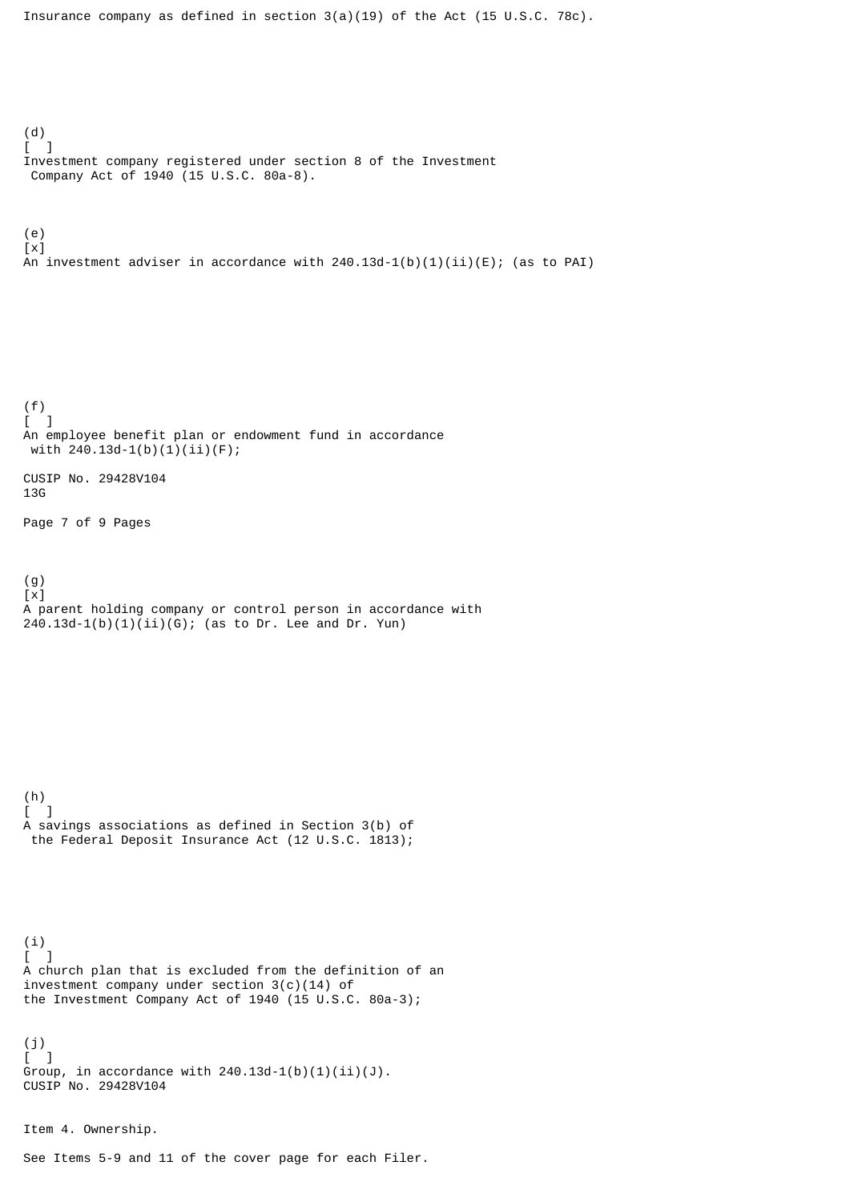Insurance company as defined in section 3(a)(19) of the Act (15 U.S.C. 78c).

(d)
[ ]
Investment company registered under section 8 of the Investment Company Act of 1940 (15 U.S.C. 80a-8).

(e)
[x]
An investment adviser in accordance with 240.13d-1(b)(1)(ii)(E); (as to PAI)

(f)
[ ]
An employee benefit plan or endowment fund in accordance with 240.13d-1(b)(1)(ii)(F);

CUSIP No. 29428V104
13G

(g)
[x]
A parent holding company or control person in accordance with 240.13d-1(b)(1)(ii)(G); (as to Dr. Lee and Dr. Yun)

(h)
[ ]
A savings associations as defined in Section 3(b) of the Federal Deposit Insurance Act (12 U.S.C. 1813);

(i)
[ ]
A church plan that is excluded from the definition of an investment company under section 3(c)(14) of the Investment Company Act of 1940 (15 U.S.C. 80a-3);

(j)
[ ]
Group, in accordance with 240.13d-1(b)(1)(ii)(J).
CUSIP No. 29428V104

Item 4. Ownership.

See Items 5-9 and 11 of the cover page for each Filer.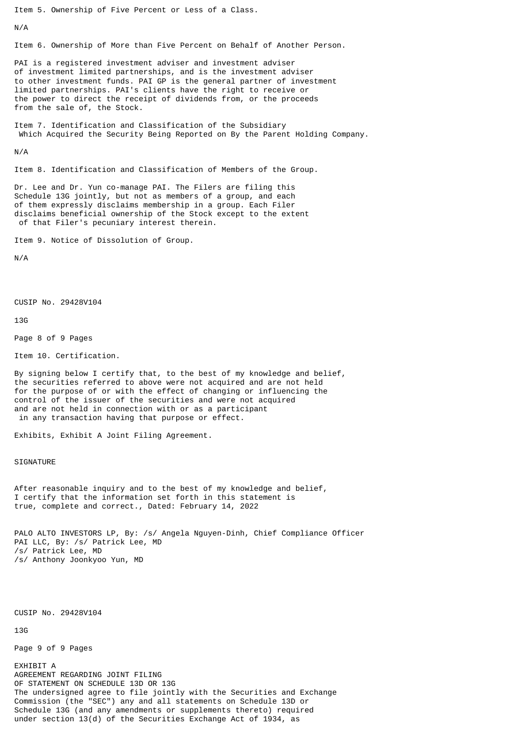Item 5. Ownership of Five Percent or Less of a Class.

N/A

Item 6. Ownership of More than Five Percent on Behalf of Another Person.

PAI is a registered investment adviser and investment adviser of investment limited partnerships, and is the investment adviser to other investment funds. PAI GP is the general partner of investment limited partnerships. PAI's clients have the right to receive or the power to direct the receipt of dividends from, or the proceeds from the sale of, the Stock.

Item 7. Identification and Classification of the Subsidiary Which Acquired the Security Being Reported on By the Parent Holding Company.

N/A

Item 8. Identification and Classification of Members of the Group.

Dr. Lee and Dr. Yun co-manage PAI. The Filers are filing this Schedule 13G jointly, but not as members of a group, and each of them expressly disclaims membership in a group. Each Filer disclaims beneficial ownership of the Stock except to the extent of that Filer's pecuniary interest therein.

Item 9. Notice of Dissolution of Group.

N/A

Item 10. Certification.

By signing below I certify that, to the best of my knowledge and belief, the securities referred to above were not acquired and are not held for the purpose of or with the effect of changing or influencing the control of the issuer of the securities and were not acquired and are not held in connection with or as a participant in any transaction having that purpose or effect.

Exhibits, Exhibit A Joint Filing Agreement.

SIGNATURE

After reasonable inquiry and to the best of my knowledge and belief, I certify that the information set forth in this statement is true, complete and correct., Dated: February 14, 2022

PALO ALTO INVESTORS LP, By: /s/ Angela Nguyen-Dinh, Chief Compliance Officer
PAI LLC, By: /s/ Patrick Lee, MD
/s/ Patrick Lee, MD
/s/ Anthony Joonkyoo Yun, MD

EXHIBIT A
AGREEMENT REGARDING JOINT FILING
OF STATEMENT ON SCHEDULE 13D OR 13G
The undersigned agree to file jointly with the Securities and Exchange Commission (the "SEC") any and all statements on Schedule 13D or Schedule 13G (and any amendments or supplements thereto) required under section 13(d) of the Securities Exchange Act of 1934, as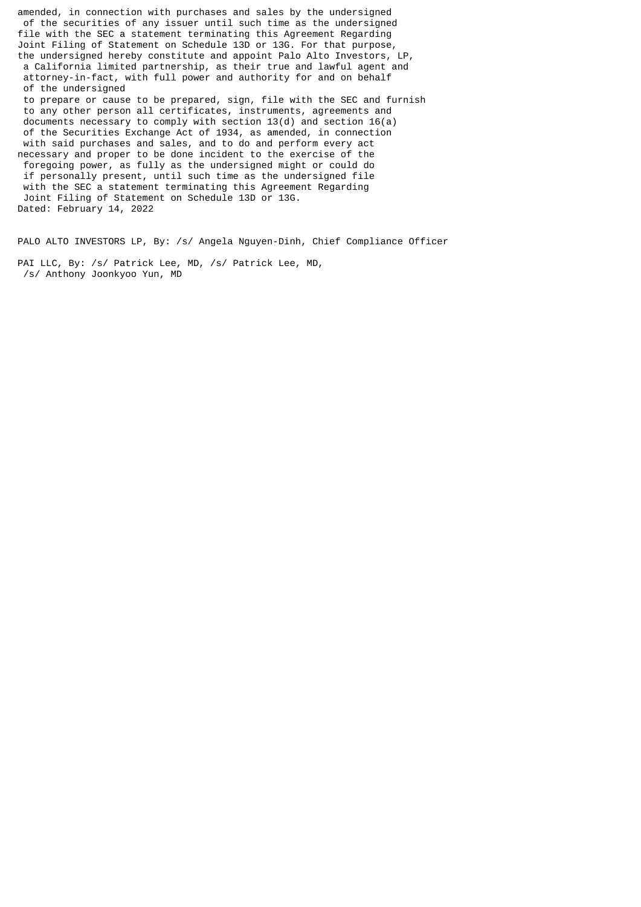amended, in connection with purchases and sales by the undersigned of the securities of any issuer until such time as the undersigned file with the SEC a statement terminating this Agreement Regarding Joint Filing of Statement on Schedule 13D or 13G. For that purpose, the undersigned hereby constitute and appoint Palo Alto Investors, LP, a California limited partnership, as their true and lawful agent and attorney-in-fact, with full power and authority for and on behalf of the undersigned to prepare or cause to be prepared, sign, file with the SEC and furnish to any other person all certificates, instruments, agreements and documents necessary to comply with section 13(d) and section 16(a) of the Securities Exchange Act of 1934, as amended, in connection with said purchases and sales, and to do and perform every act necessary and proper to be done incident to the exercise of the foregoing power, as fully as the undersigned might or could do if personally present, until such time as the undersigned file with the SEC a statement terminating this Agreement Regarding Joint Filing of Statement on Schedule 13D or 13G.

Dated: February 14, 2022

PALO ALTO INVESTORS LP, By: /s/ Angela Nguyen-Dinh, Chief Compliance Officer

PAI LLC, By: /s/ Patrick Lee, MD, /s/ Patrick Lee, MD, /s/ Anthony Joonkyoo Yun, MD